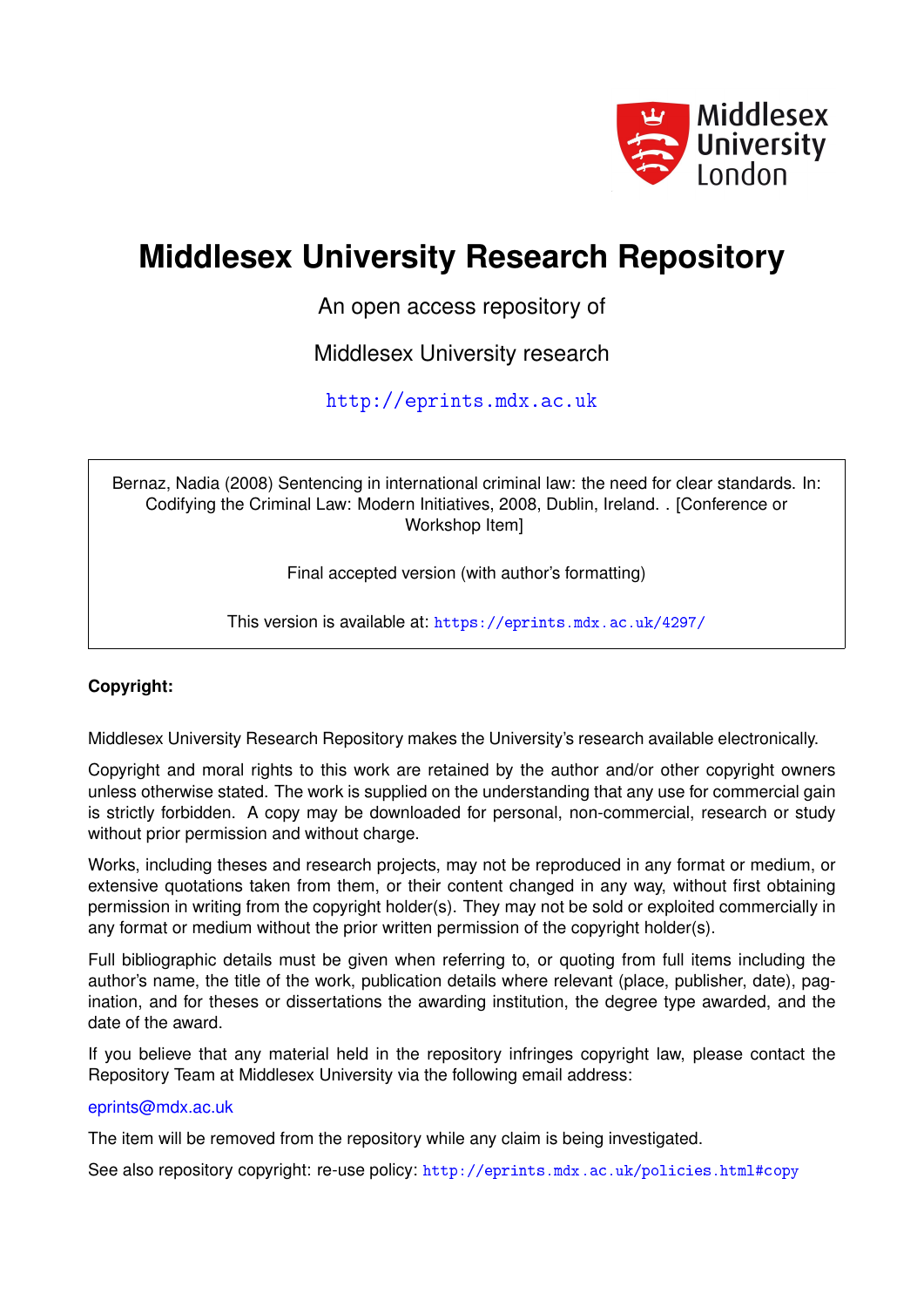Middlesex University London

# Middlesex University Research Repository

An open access repository of

Middlesex University research

http://eprints.mdx.ac.uk

Bernaz, Nadia (2008) Sentencing in international criminal law: the need for clear standards. In: Codifying the Criminal Law: Modern Initiatives, 2008, Dublin, Ireland. . [Conference or Workshop Item]

Final accepted version (with author's formatting)

This version is available at: https://eprints.mdx.ac.uk/4297/

**Copyright:**

Middlesex University Research Repository makes the University's research available electronically.

Copyright and moral rights to this work are retained by the author and/or other copyright owners unless otherwise stated. The work is supplied on the understanding that any use for commercial gain is strictly forbidden. A copy may be downloaded for personal, non-commercial, research or study without prior permission and without charge.

Works, including theses and research projects, may not be reproduced in any format or medium, or extensive quotations taken from them, or their content changed in any way, without first obtaining permission in writing from the copyright holder(s). They may not be sold or exploited commercially in any format or medium without the prior written permission of the copyright holder(s).

Full bibliographic details must be given when referring to, or quoting from full items including the author's name, the title of the work, publication details where relevant (place, publisher, date), pagination, and for theses or dissertations the awarding institution, the degree type awarded, and the date of the award.

If you believe that any material held in the repository infringes copyright law, please contact the Repository Team at Middlesex University via the following email address:

eprints@mdx.ac.uk

The item will be removed from the repository while any claim is being investigated.

See also repository copyright: re-use policy: http://eprints.mdx.ac.uk/policies.html#copy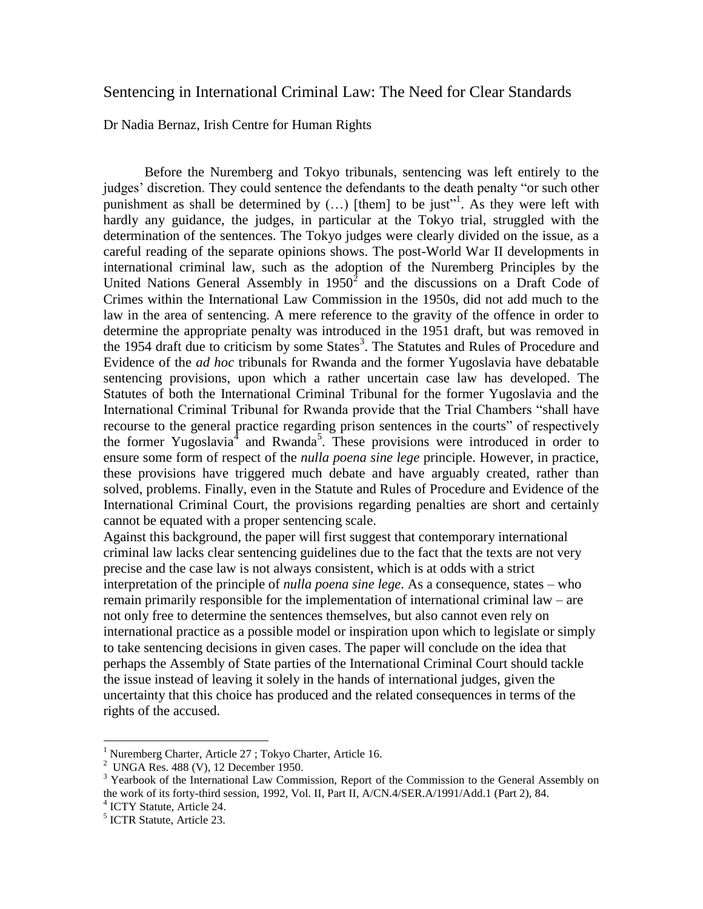# Sentencing in International Criminal Law: The Need for Clear Standards

Dr Nadia Bernaz, Irish Centre for Human Rights

Before the Nuremberg and Tokyo tribunals, sentencing was left entirely to the judges' discretion. They could sentence the defendants to the death penalty "or such other punishment as shall be determined by (…) [them] to be just"[1]. As they were left with hardly any guidance, the judges, in particular at the Tokyo trial, struggled with the determination of the sentences. The Tokyo judges were clearly divided on the issue, as a careful reading of the separate opinions shows. The post-World War II developments in international criminal law, such as the adoption of the Nuremberg Principles by the United Nations General Assembly in 1950[2] and the discussions on a Draft Code of Crimes within the International Law Commission in the 1950s, did not add much to the law in the area of sentencing. A mere reference to the gravity of the offence in order to determine the appropriate penalty was introduced in the 1951 draft, but was removed in the 1954 draft due to criticism by some States[3]. The Statutes and Rules of Procedure and Evidence of the *ad hoc* tribunals for Rwanda and the former Yugoslavia have debatable sentencing provisions, upon which a rather uncertain case law has developed. The Statutes of both the International Criminal Tribunal for the former Yugoslavia and the International Criminal Tribunal for Rwanda provide that the Trial Chambers "shall have recourse to the general practice regarding prison sentences in the courts" of respectively the former Yugoslavia[4] and Rwanda[5]. These provisions were introduced in order to ensure some form of respect of the *nulla poena sine lege* principle. However, in practice, these provisions have triggered much debate and have arguably created, rather than solved, problems. Finally, even in the Statute and Rules of Procedure and Evidence of the International Criminal Court, the provisions regarding penalties are short and certainly cannot be equated with a proper sentencing scale.

Against this background, the paper will first suggest that contemporary international criminal law lacks clear sentencing guidelines due to the fact that the texts are not very precise and the case law is not always consistent, which is at odds with a strict interpretation of the principle of *nulla poena sine lege*. As a consequence, states – who remain primarily responsible for the implementation of international criminal law – are not only free to determine the sentences themselves, but also cannot even rely on international practice as a possible model or inspiration upon which to legislate or simply to take sentencing decisions in given cases. The paper will conclude on the idea that perhaps the Assembly of State parties of the International Criminal Court should tackle the issue instead of leaving it solely in the hands of international judges, given the uncertainty that this choice has produced and the related consequences in terms of the rights of the accused.

---

[1] Nuremberg Charter, Article 27 ; Tokyo Charter, Article 16.

[2] UNGA Res. 488 (V), 12 December 1950.

[3] Yearbook of the International Law Commission, Report of the Commission to the General Assembly on the work of its forty-third session, 1992, Vol. II, Part II, A/CN.4/SER.A/1991/Add.1 (Part 2), 84.

[4] ICTY Statute, Article 24.

[5] ICTR Statute, Article 23.